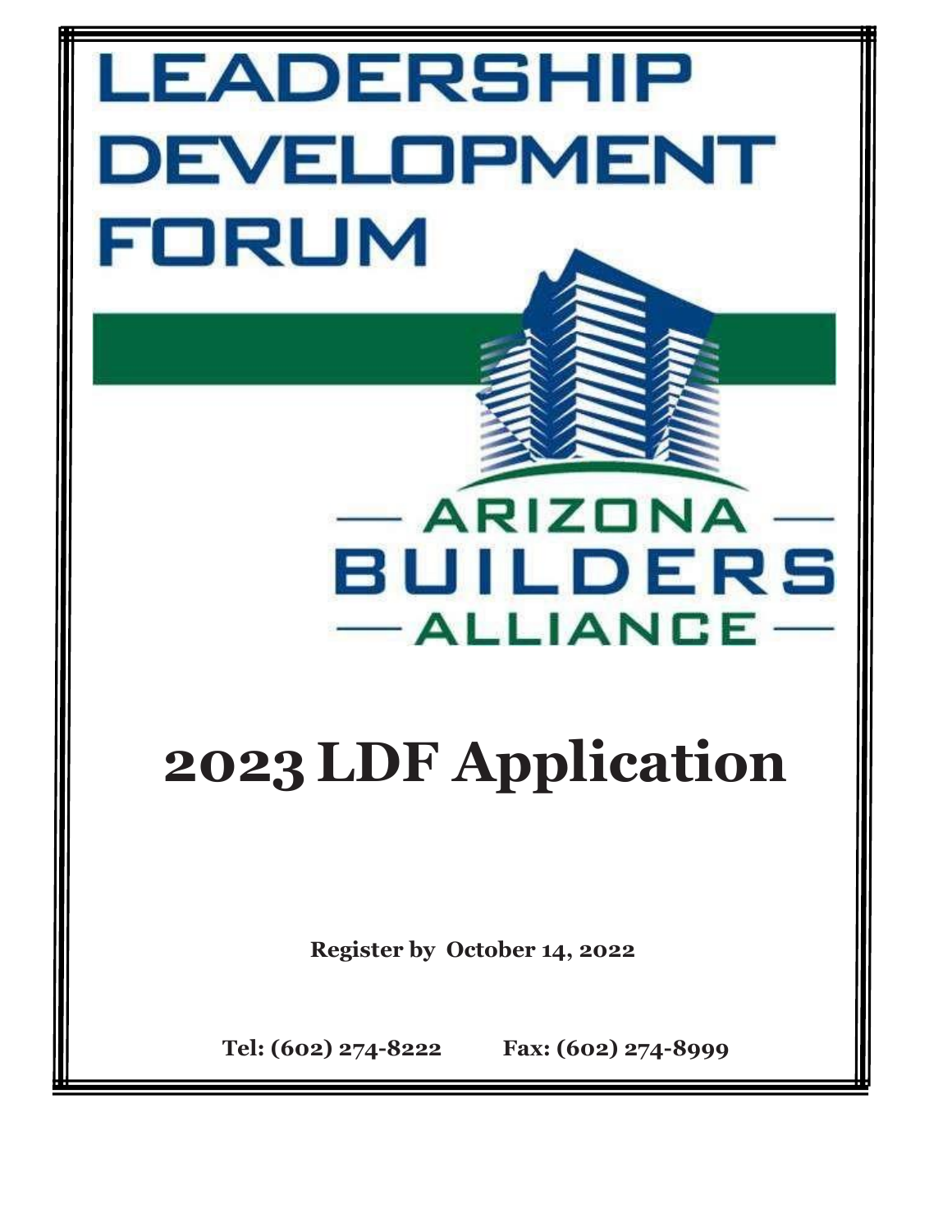# LEADERSHIP DEVELOPMENT FORUM

ARIZONA BUILDERS ALLIANCE

# 2023 LDF Application

**Register by October 14, 2022**

**Tel: (602) 274-8222** **Fax: (602) 274-8999**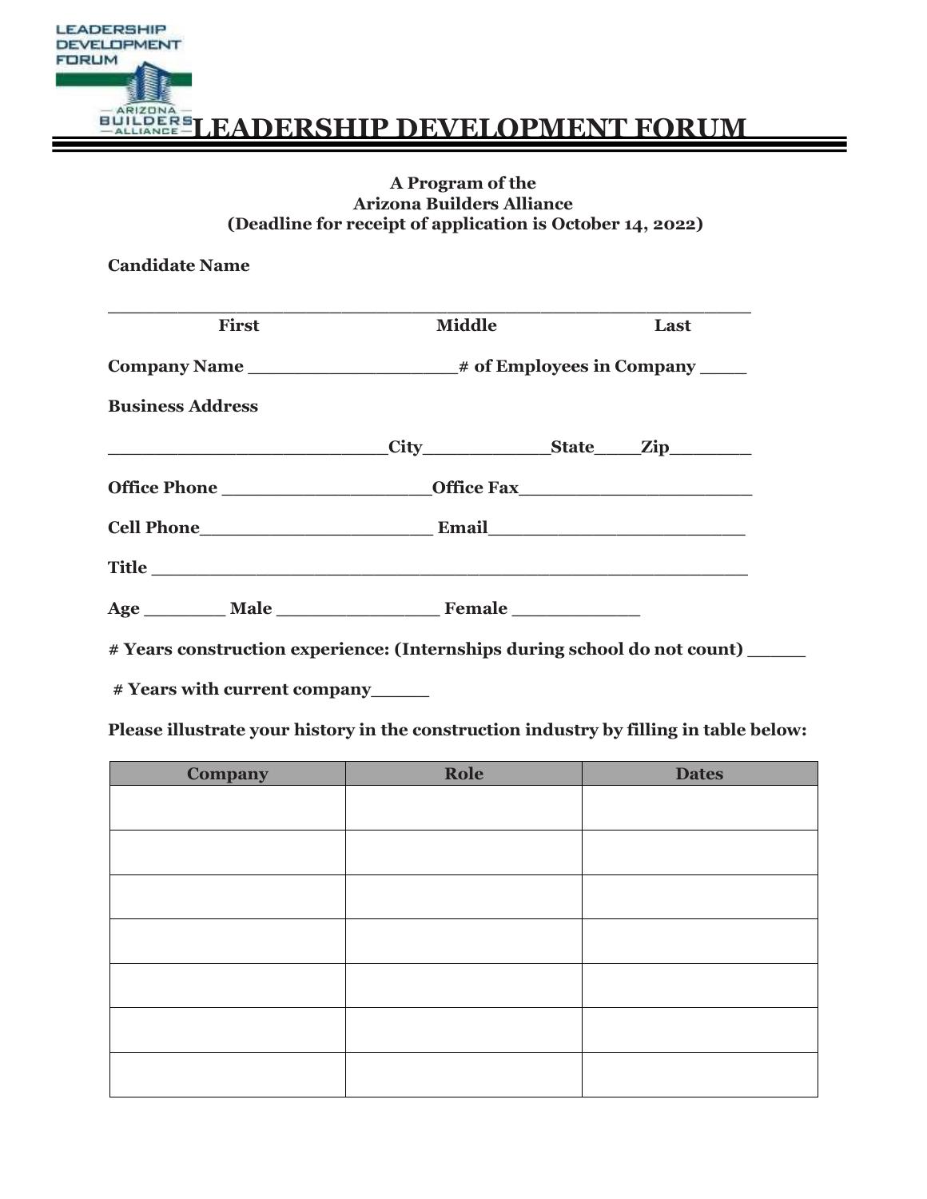# LEADERSHIP DEVELOPMENT FORUM

**A Program of the**
**Arizona Builders Alliance**
**(Deadline for receipt of application is October 14, 2022)**

**Candidate Name**

_______________________________________________________

**First** **Middle** **Last**

**Company Name** ___________________ **# of Employees in Company** ____

**Business Address**

__________________________ **City** ____________ **State** ____ **Zip** ________

**Office Phone** ___________________ **Office Fax** ______________________

**Cell Phone** ______________________ **Email** _________________________

**Title** ________________________________________________________

**Age** ________ **Male** ________________ **Female** ____________

**# Years construction experience: (Internships during school do not count)** _____

**# Years with current company** _____

**Please illustrate your history in the construction industry by filling in table below:**

| Company | Role | Dates |
| --- | --- | --- |
| | | |
| | | |
| | | |
| | | |
| | | |
| | | |
| | | |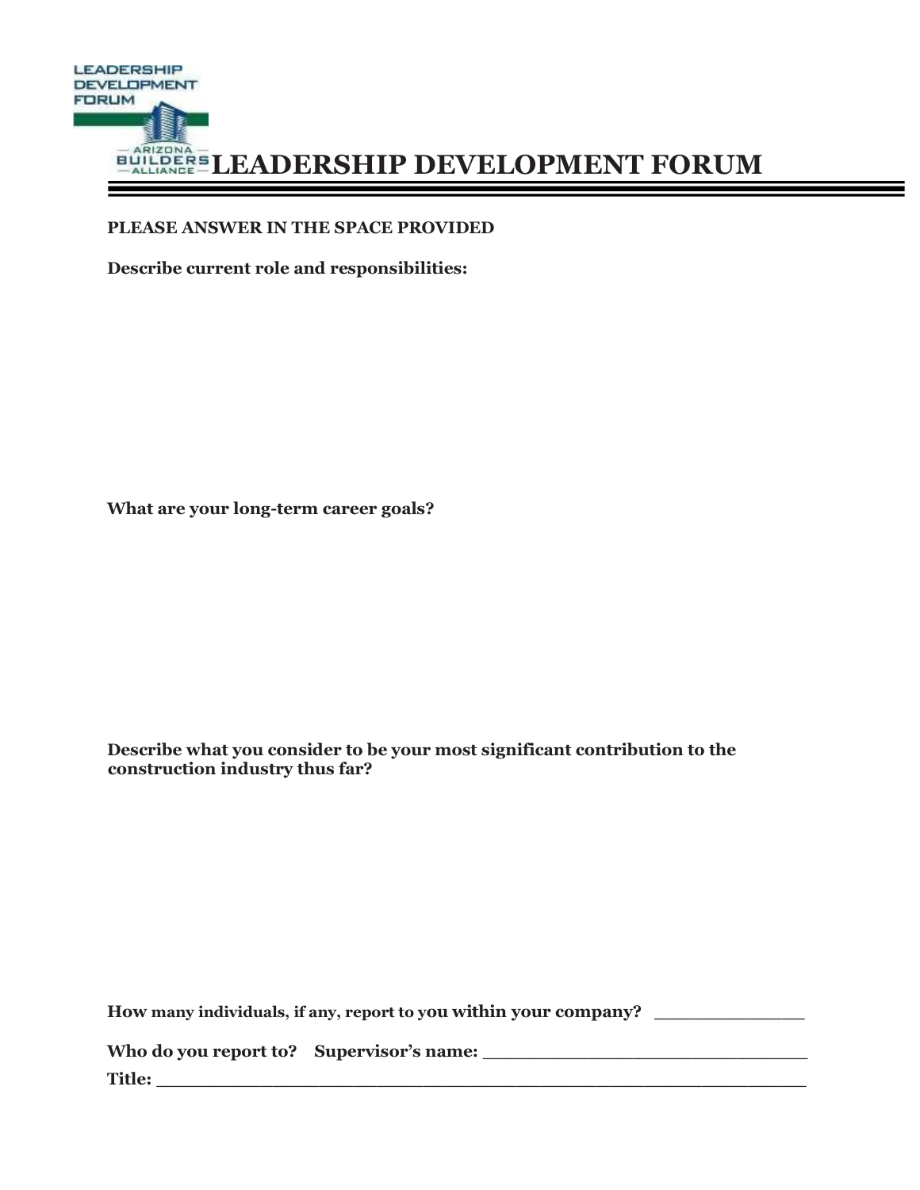# LEADERSHIP DEVELOPMENT FORUM

**PLEASE ANSWER IN THE SPACE PROVIDED**

**Describe current role and responsibilities:**

**What are your long-term career goals?**

**Describe what you consider to be your most significant contribution to the construction industry thus far?**

**How many individuals, if any, report to you within your company?** ______________

**Who do you report to? Supervisor's name:** ______________________________

**Title:** ____________________________________________________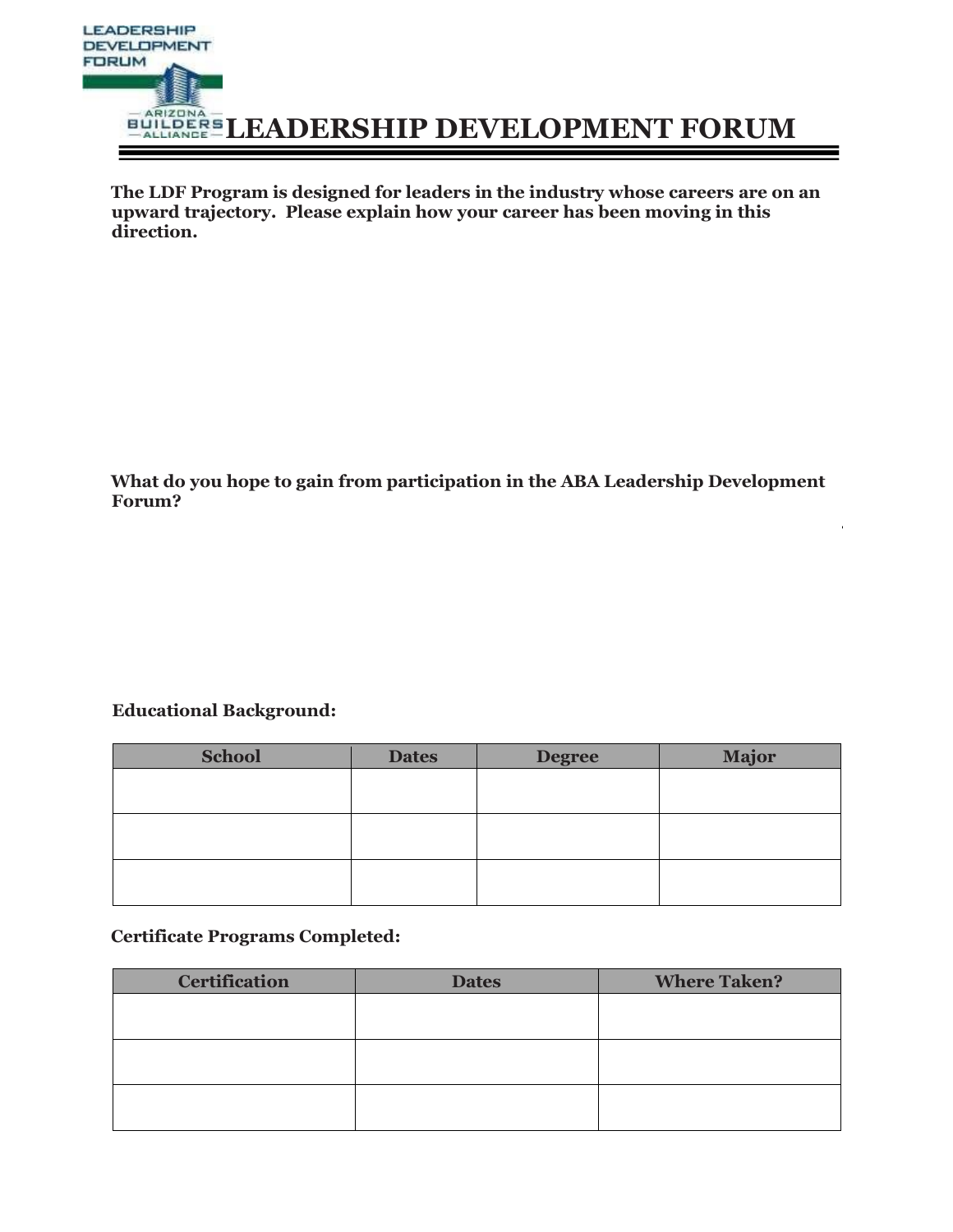# LEADERSHIP DEVELOPMENT FORUM

**The LDF Program is designed for leaders in the industry whose careers are on an upward trajectory. Please explain how your career has been moving in this direction.**

**What do you hope to gain from participation in the ABA Leadership Development Forum?**

**Educational Background:**

| School | Dates | Degree | Major |
|---|---|---|---|
| | | | |
| | | | |
| | | | |

**Certificate Programs Completed:**

| Certification | Dates | Where Taken? |
|---|---|---|
| | | |
| | | |
| | | |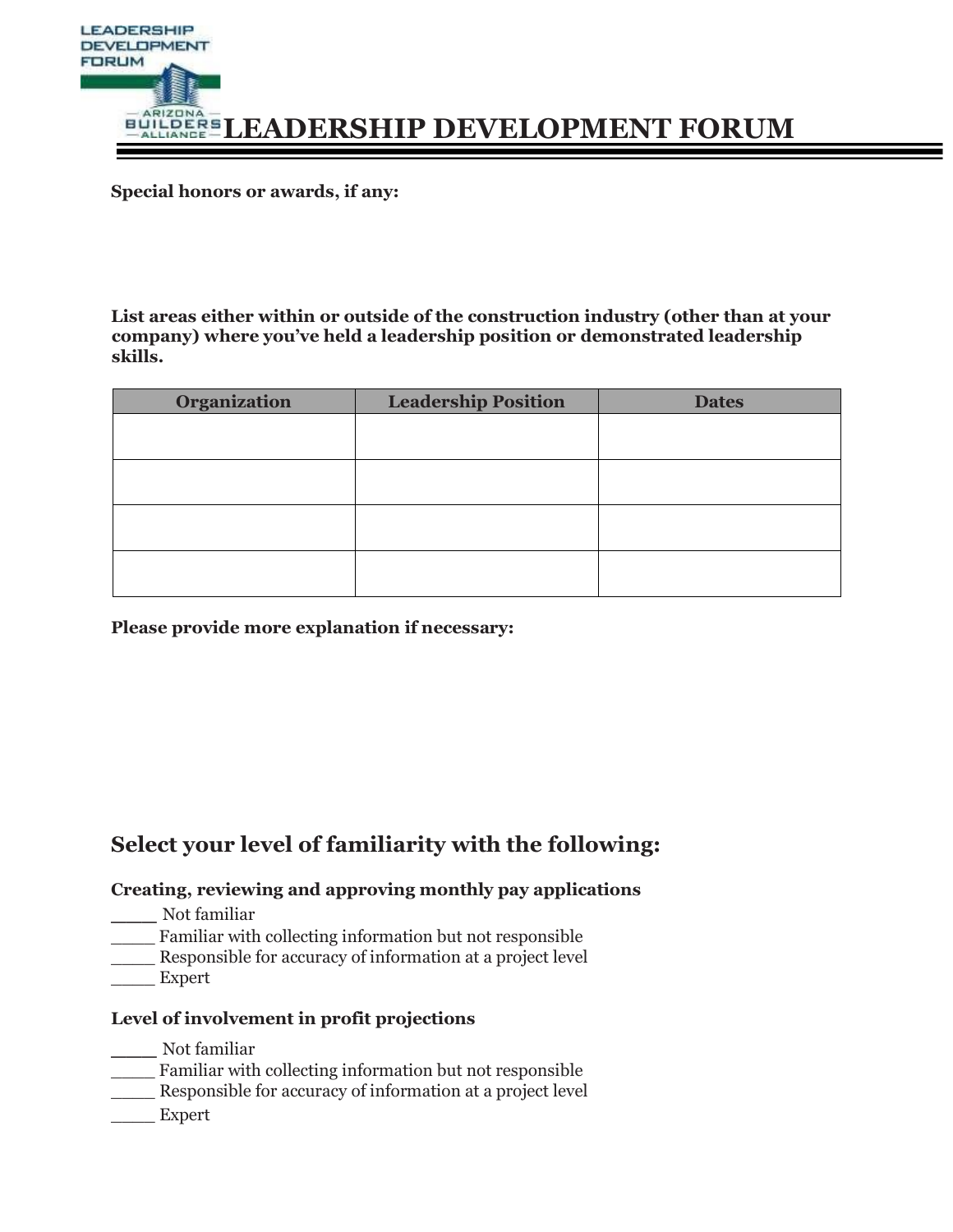# LEADERSHIP DEVELOPMENT FORUM

**Special honors or awards, if any:**

**List areas either within or outside of the construction industry (other than at your company) where you've held a leadership position or demonstrated leadership skills.**

| Organization | Leadership Position | Dates |
|---|---|---|
| | | |
| | | |
| | | |
| | | |

**Please provide more explanation if necessary:**

## Select your level of familiarity with the following:

**Creating, reviewing and approving monthly pay applications**

____ Not familiar
____ Familiar with collecting information but not responsible
____ Responsible for accuracy of information at a project level
____ Expert

**Level of involvement in profit projections**

____ Not familiar
____ Familiar with collecting information but not responsible
____ Responsible for accuracy of information at a project level
____ Expert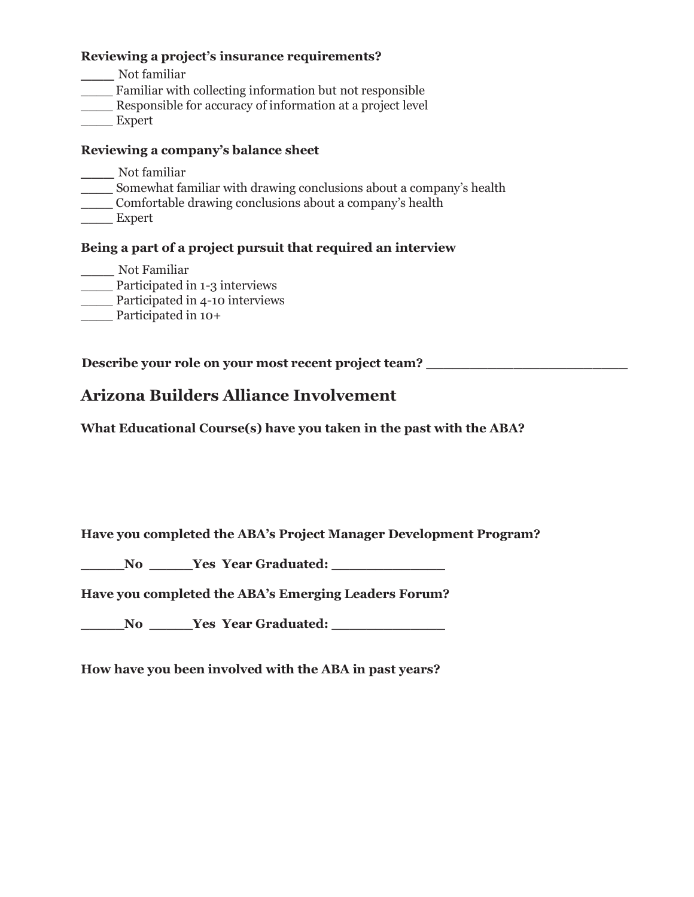**Reviewing a project's insurance requirements?**

____ Not familiar
____ Familiar with collecting information but not responsible
____ Responsible for accuracy of information at a project level
____ Expert

**Reviewing a company's balance sheet**

____ Not familiar
____ Somewhat familiar with drawing conclusions about a company's health
____ Comfortable drawing conclusions about a company's health
____ Expert

**Being a part of a project pursuit that required an interview**

____ Not Familiar
____ Participated in 1-3 interviews
____ Participated in 4-10 interviews
____ Participated in 10+

**Describe your role on your most recent project team?** ________________________

## Arizona Builders Alliance Involvement

**What Educational Course(s) have you taken in the past with the ABA?**

**Have you completed the ABA's Project Manager Development Program?**

**_____No _____Yes Year Graduated: _____________**

**Have you completed the ABA's Emerging Leaders Forum?**

**_____No _____Yes Year Graduated: _____________**

**How have you been involved with the ABA in past years?**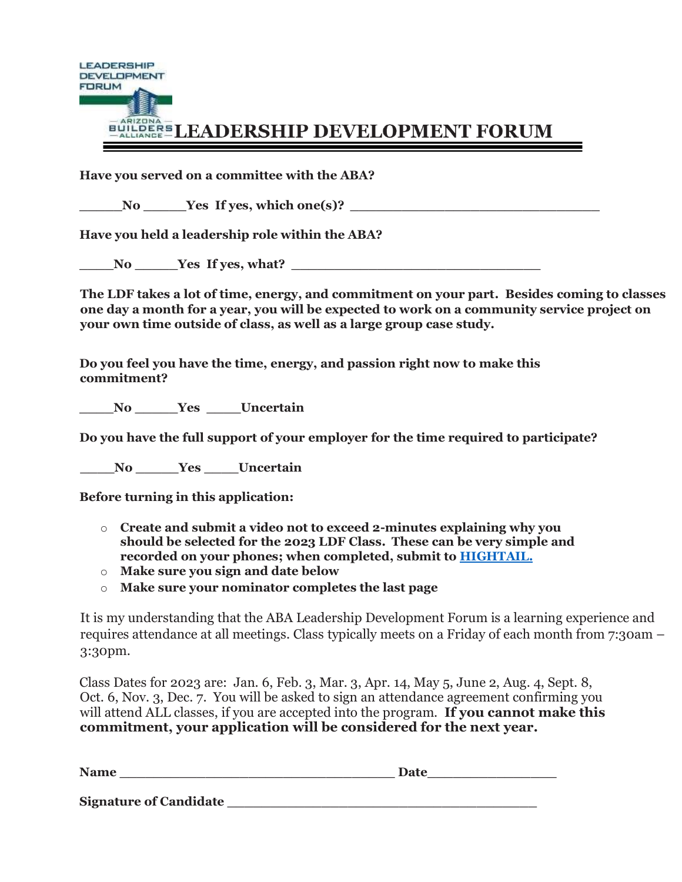# LEADERSHIP DEVELOPMENT FORUM

**Have you served on a committee with the ABA?**

**\_\_\_\_\_\_No \_\_\_\_\_\_Yes If yes, which one(s)? \_\_\_\_\_\_\_\_\_\_\_\_\_\_\_\_\_\_\_\_\_\_\_\_\_\_\_\_\_\_\_\_**

**Have you held a leadership role within the ABA?**

**\_\_\_\_\_No \_\_\_\_\_\_Yes If yes, what? \_\_\_\_\_\_\_\_\_\_\_\_\_\_\_\_\_\_\_\_\_\_\_\_\_\_\_\_\_\_\_\_\_**

**The LDF takes a lot of time, energy, and commitment on your part. Besides coming to classes one day a month for a year, you will be expected to work on a community service project on your own time outside of class, as well as a large group case study.**

**Do you feel you have the time, energy, and passion right now to make this commitment?**

**\_\_\_\_\_No \_\_\_\_\_\_Yes \_\_\_\_\_Uncertain**

**Do you have the full support of your employer for the time required to participate?**

**\_\_\_\_\_No \_\_\_\_\_\_Yes \_\_\_\_\_Uncertain**

**Before turning in this application:**

- **Create and submit a video not to exceed 2-minutes explaining why you should be selected for the 2023 LDF Class. These can be very simple and recorded on your phones; when completed, submit to HIGHTAIL.**
- **Make sure you sign and date below**
- **Make sure your nominator completes the last page**

It is my understanding that the ABA Leadership Development Forum is a learning experience and requires attendance at all meetings. Class typically meets on a Friday of each month from 7:30am – 3:30pm.

Class Dates for 2023 are: Jan. 6, Feb. 3, Mar. 3, Apr. 14, May 5, June 2, Aug. 4, Sept. 8, Oct. 6, Nov. 3, Dec. 7. You will be asked to sign an attendance agreement confirming you will attend ALL classes, if you are accepted into the program. **If you cannot make this commitment, your application will be considered for the next year.**

**Name \_\_\_\_\_\_\_\_\_\_\_\_\_\_\_\_\_\_\_\_\_\_\_\_\_\_\_\_\_\_\_\_\_\_\_\_ Date\_\_\_\_\_\_\_\_\_\_\_\_\_\_\_\_\_**

**Signature of Candidate \_\_\_\_\_\_\_\_\_\_\_\_\_\_\_\_\_\_\_\_\_\_\_\_\_\_\_\_\_\_\_\_\_\_\_\_\_\_\_\_**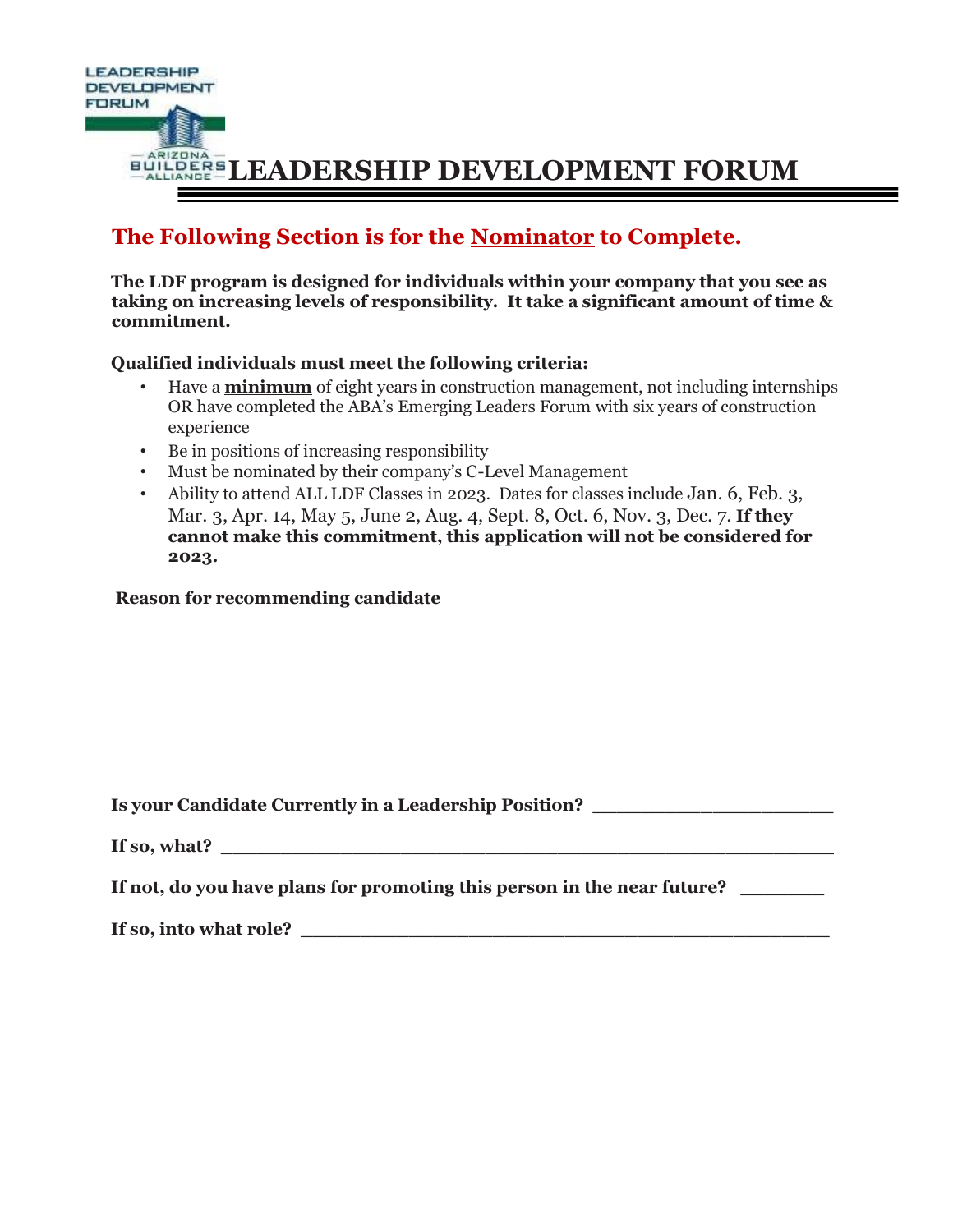# LEADERSHIP DEVELOPMENT FORUM

## The Following Section is for the Nominator to Complete.

**The LDF program is designed for individuals within your company that you see as taking on increasing levels of responsibility. It take a significant amount of time & commitment.**

**Qualified individuals must meet the following criteria:**

- Have a **minimum** of eight years in construction management, not including internships OR have completed the ABA's Emerging Leaders Forum with six years of construction experience
- Be in positions of increasing responsibility
- Must be nominated by their company's C-Level Management
- Ability to attend ALL LDF Classes in 2023. Dates for classes include Jan. 6, Feb. 3, Mar. 3, Apr. 14, May 5, June 2, Aug. 4, Sept. 8, Oct. 6, Nov. 3, Dec. 7. **If they cannot make this commitment, this application will not be considered for 2023.**

**Reason for recommending candidate**

**Is your Candidate Currently in a Leadership Position?** ____________________

**If so, what?** ______________________________________________________

**If not, do you have plans for promoting this person in the near future?** _______

**If so, into what role?** ______________________________________________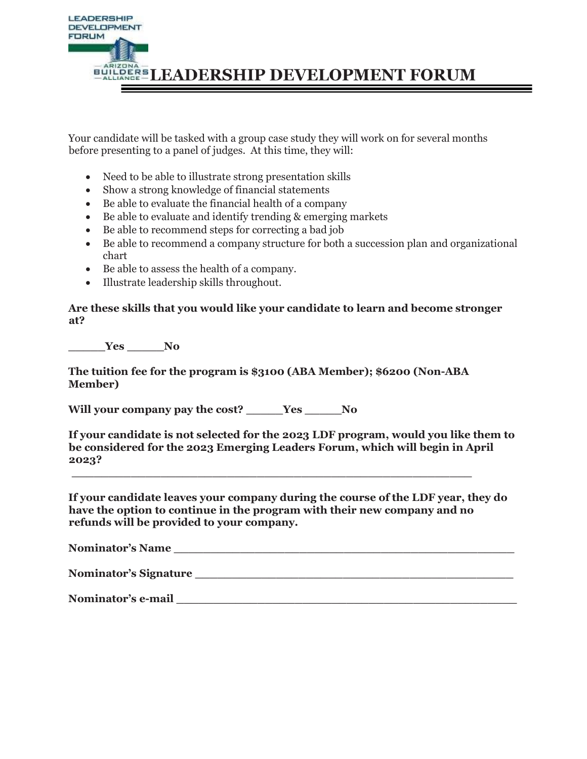# LEADERSHIP DEVELOPMENT FORUM

Your candidate will be tasked with a group case study they will work on for several months before presenting to a panel of judges. At this time, they will:

- Need to be able to illustrate strong presentation skills
- Show a strong knowledge of financial statements
- Be able to evaluate the financial health of a company
- Be able to evaluate and identify trending & emerging markets
- Be able to recommend steps for correcting a bad job
- Be able to recommend a company structure for both a succession plan and organizational chart
- Be able to assess the health of a company.
- Illustrate leadership skills throughout.

**Are these skills that you would like your candidate to learn and become stronger at?**

**_____Yes _____No**

**The tuition fee for the program is $3100 (ABA Member); $6200 (Non-ABA Member)**

**Will your company pay the cost? _____Yes _____No**

**If your candidate is not selected for the 2023 LDF program, would you like them to be considered for the 2023 Emerging Leaders Forum, which will begin in April 2023?**

_______________________________________________________

**If your candidate leaves your company during the course of the LDF year, they do have the option to continue in the program with their new company and no refunds will be provided to your company.**

**Nominator's Name** _______________________________________________

**Nominator's Signature** ___________________________________________

**Nominator's e-mail** ______________________________________________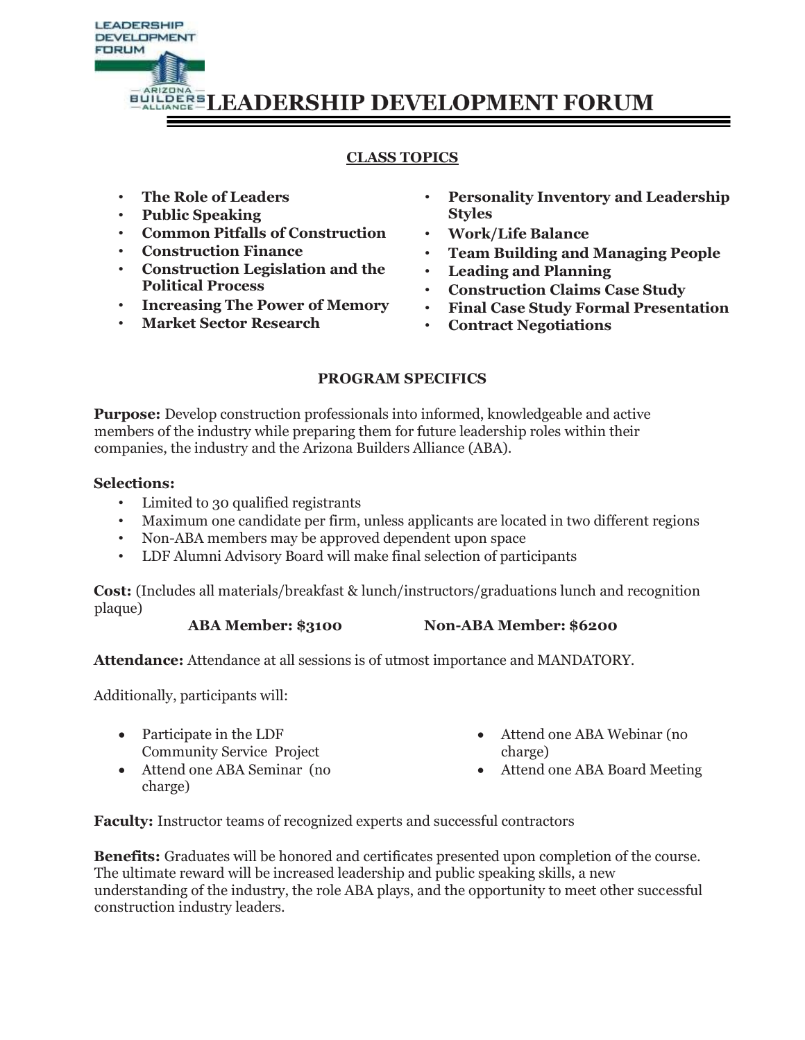# LEADERSHIP DEVELOPMENT FORUM

## CLASS TOPICS

- **The Role of Leaders**
- **Public Speaking**
- **Common Pitfalls of Construction**
- **Construction Finance**
- **Construction Legislation and the Political Process**
- **Increasing The Power of Memory**
- **Market Sector Research**
- **Personality Inventory and Leadership Styles**
- **Work/Life Balance**
- **Team Building and Managing People**
- **Leading and Planning**
- **Construction Claims Case Study**
- **Final Case Study Formal Presentation**
- **Contract Negotiations**

## PROGRAM SPECIFICS

**Purpose:** Develop construction professionals into informed, knowledgeable and active members of the industry while preparing them for future leadership roles within their companies, the industry and the Arizona Builders Alliance (ABA).

**Selections:**

- Limited to 30 qualified registrants
- Maximum one candidate per firm, unless applicants are located in two different regions
- Non-ABA members may be approved dependent upon space
- LDF Alumni Advisory Board will make final selection of participants

**Cost:** (Includes all materials/breakfast & lunch/instructors/graduations lunch and recognition plaque)

**ABA Member: $3100** **Non-ABA Member: $6200**

**Attendance:** Attendance at all sessions is of utmost importance and MANDATORY.

Additionally, participants will:

- Participate in the LDF Community Service Project
- Attend one ABA Seminar (no charge)
- Attend one ABA Webinar (no charge)
- Attend one ABA Board Meeting

**Faculty:** Instructor teams of recognized experts and successful contractors

**Benefits:** Graduates will be honored and certificates presented upon completion of the course. The ultimate reward will be increased leadership and public speaking skills, a new understanding of the industry, the role ABA plays, and the opportunity to meet other successful construction industry leaders.